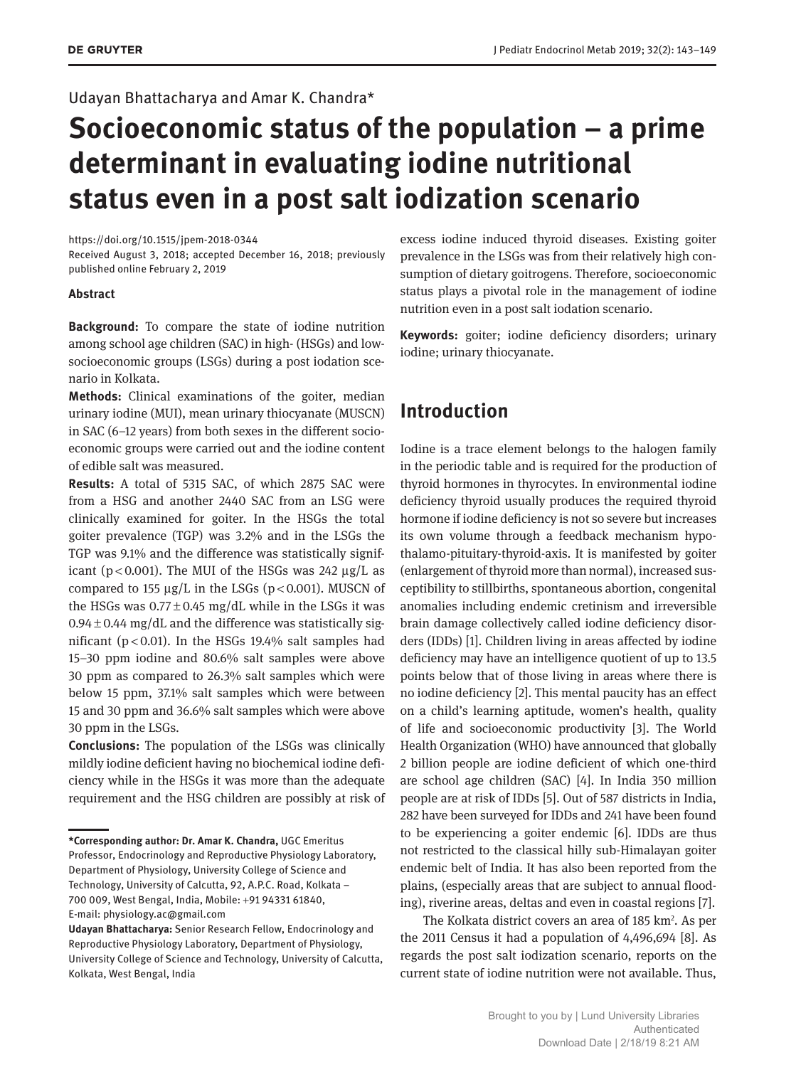Udayan Bhattacharya and Amar K. Chandra*

# Socioeconomic status of the population – a prime determinant in evaluating iodine nutritional status even in a post salt iodization scenario

https://doi.org/10.1515/jpem-2018-0344
Received August 3, 2018; accepted December 16, 2018; previously published online February 2, 2019

### Abstract

**Background:** To compare the state of iodine nutrition among school age children (SAC) in high- (HSGs) and low-socioeconomic groups (LSGs) during a post iodation scenario in Kolkata.

**Methods:** Clinical examinations of the goiter, median urinary iodine (MUI), mean urinary thiocyanate (MUSCN) in SAC (6–12 years) from both sexes in the different socioeconomic groups were carried out and the iodine content of edible salt was measured.

**Results:** A total of 5315 SAC, of which 2875 SAC were from a HSG and another 2440 SAC from an LSG were clinically examined for goiter. In the HSGs the total goiter prevalence (TGP) was 3.2% and in the LSGs the TGP was 9.1% and the difference was statistically significant ($p<0.001$). The MUI of the HSGs was 242 μg/L as compared to 155 μg/L in the LSGs ($p<0.001$). MUSCN of the HSGs was $0.77\pm0.45$ mg/dL while in the LSGs it was $0.94\pm0.44$ mg/dL and the difference was statistically significant ($p<0.01$). In the HSGs 19.4% salt samples had 15–30 ppm iodine and 80.6% salt samples were above 30 ppm as compared to 26.3% salt samples which were below 15 ppm, 37.1% salt samples which were between 15 and 30 ppm and 36.6% salt samples which were above 30 ppm in the LSGs.

**Conclusions:** The population of the LSGs was clinically mildly iodine deficient having no biochemical iodine deficiency while in the HSGs it was more than the adequate requirement and the HSG children are possibly at risk of excess iodine induced thyroid diseases. Existing goiter prevalence in the LSGs was from their relatively high consumption of dietary goitrogens. Therefore, socioeconomic status plays a pivotal role in the management of iodine nutrition even in a post salt iodation scenario.

**Keywords:** goiter; iodine deficiency disorders; urinary iodine; urinary thiocyanate.

---

**\*Corresponding author: Dr. Amar K. Chandra,** UGC Emeritus Professor, Endocrinology and Reproductive Physiology Laboratory, Department of Physiology, University College of Science and Technology, University of Calcutta, 92, A.P.C. Road, Kolkata – 700 009, West Bengal, India, Mobile: +91 94331 61840, E-mail: physiology.ac@gmail.com

**Udayan Bhattacharya:** Senior Research Fellow, Endocrinology and Reproductive Physiology Laboratory, Department of Physiology, University College of Science and Technology, University of Calcutta, Kolkata, West Bengal, India

## Introduction

Iodine is a trace element belongs to the halogen family in the periodic table and is required for the production of thyroid hormones in thyrocytes. In environmental iodine deficiency thyroid usually produces the required thyroid hormone if iodine deficiency is not so severe but increases its own volume through a feedback mechanism hypothalamo-pituitary-thyroid-axis. It is manifested by goiter (enlargement of thyroid more than normal), increased susceptibility to stillbirths, spontaneous abortion, congenital anomalies including endemic cretinism and irreversible brain damage collectively called iodine deficiency disorders (IDDs) [1]. Children living in areas affected by iodine deficiency may have an intelligence quotient of up to 13.5 points below that of those living in areas where there is no iodine deficiency [2]. This mental paucity has an effect on a child's learning aptitude, women's health, quality of life and socioeconomic productivity [3]. The World Health Organization (WHO) have announced that globally 2 billion people are iodine deficient of which one-third are school age children (SAC) [4]. In India 350 million people are at risk of IDDs [5]. Out of 587 districts in India, 282 have been surveyed for IDDs and 241 have been found to be experiencing a goiter endemic [6]. IDDs are thus not restricted to the classical hilly sub-Himalayan goiter endemic belt of India. It has also been reported from the plains, (especially areas that are subject to annual flooding), riverine areas, deltas and even in coastal regions [7].

The Kolkata district covers an area of 185 $km^2$. As per the 2011 Census it had a population of 4,496,694 [8]. As regards the post salt iodization scenario, reports on the current state of iodine nutrition were not available. Thus,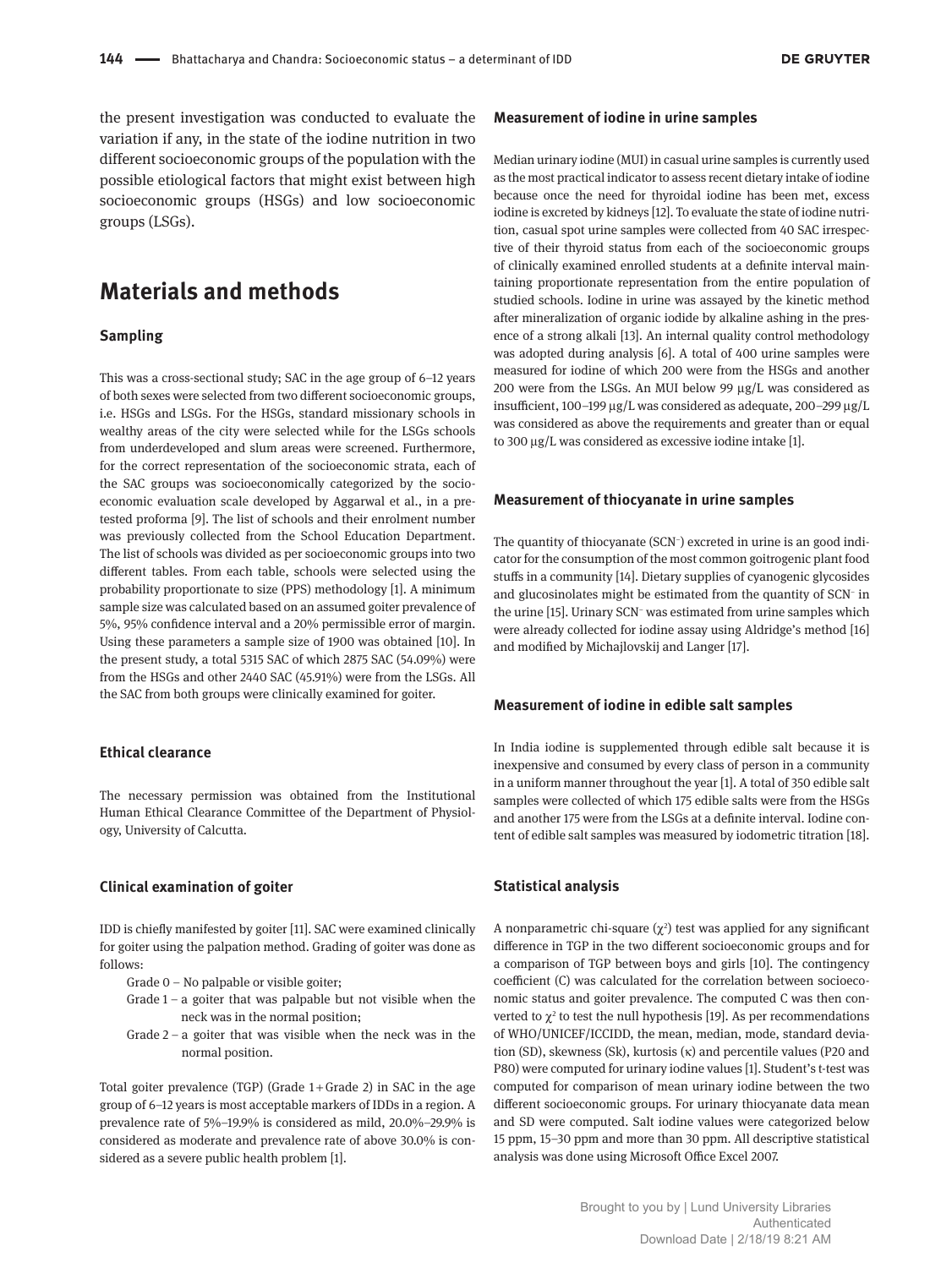the present investigation was conducted to evaluate the variation if any, in the state of the iodine nutrition in two different socioeconomic groups of the population with the possible etiological factors that might exist between high socioeconomic groups (HSGs) and low socioeconomic groups (LSGs).

## Materials and methods

### Sampling

This was a cross-sectional study; SAC in the age group of 6–12 years of both sexes were selected from two different socioeconomic groups, i.e. HSGs and LSGs. For the HSGs, standard missionary schools in wealthy areas of the city were selected while for the LSGs schools from underdeveloped and slum areas were screened. Furthermore, for the correct representation of the socioeconomic strata, each of the SAC groups was socioeconomically categorized by the socioeconomic evaluation scale developed by Aggarwal et al., in a pretested proforma [9]. The list of schools and their enrolment number was previously collected from the School Education Department. The list of schools was divided as per socioeconomic groups into two different tables. From each table, schools were selected using the probability proportionate to size (PPS) methodology [1]. A minimum sample size was calculated based on an assumed goiter prevalence of 5%, 95% confidence interval and a 20% permissible error of margin. Using these parameters a sample size of 1900 was obtained [10]. In the present study, a total 5315 SAC of which 2875 SAC (54.09%) were from the HSGs and other 2440 SAC (45.91%) were from the LSGs. All the SAC from both groups were clinically examined for goiter.

### Ethical clearance

The necessary permission was obtained from the Institutional Human Ethical Clearance Committee of the Department of Physiology, University of Calcutta.

### Clinical examination of goiter

IDD is chiefly manifested by goiter [11]. SAC were examined clinically for goiter using the palpation method. Grading of goiter was done as follows:

- Grade 0 – No palpable or visible goiter;
- Grade 1 – a goiter that was palpable but not visible when the neck was in the normal position;
- Grade 2 – a goiter that was visible when the neck was in the normal position.

Total goiter prevalence (TGP) (Grade 1 + Grade 2) in SAC in the age group of 6–12 years is most acceptable markers of IDDs in a region. A prevalence rate of 5%–19.9% is considered as mild, 20.0%–29.9% is considered as moderate and prevalence rate of above 30.0% is considered as a severe public health problem [1].

### Measurement of iodine in urine samples

Median urinary iodine (MUI) in casual urine samples is currently used as the most practical indicator to assess recent dietary intake of iodine because once the need for thyroidal iodine has been met, excess iodine is excreted by kidneys [12]. To evaluate the state of iodine nutrition, casual spot urine samples were collected from 40 SAC irrespective of their thyroid status from each of the socioeconomic groups of clinically examined enrolled students at a definite interval maintaining proportionate representation from the entire population of studied schools. Iodine in urine was assayed by the kinetic method after mineralization of organic iodide by alkaline ashing in the presence of a strong alkali [13]. An internal quality control methodology was adopted during analysis [6]. A total of 400 urine samples were measured for iodine of which 200 were from the HSGs and another 200 were from the LSGs. An MUI below 99 μg/L was considered as insufficient, 100–199 μg/L was considered as adequate, 200–299 μg/L was considered as above the requirements and greater than or equal to 300 μg/L was considered as excessive iodine intake [1].

### Measurement of thiocyanate in urine samples

The quantity of thiocyanate ($SCN^-$) excreted in urine is an good indicator for the consumption of the most common goitrogenic plant food stuffs in a community [14]. Dietary supplies of cyanogenic glycosides and glucosinolates might be estimated from the quantity of $SCN^-$ in the urine [15]. Urinary $SCN^-$ was estimated from urine samples which were already collected for iodine assay using Aldridge's method [16] and modified by Michajlovskij and Langer [17].

### Measurement of iodine in edible salt samples

In India iodine is supplemented through edible salt because it is inexpensive and consumed by every class of person in a community in a uniform manner throughout the year [1]. A total of 350 edible salt samples were collected of which 175 edible salts were from the HSGs and another 175 were from the LSGs at a definite interval. Iodine content of edible salt samples was measured by iodometric titration [18].

### Statistical analysis

A nonparametric chi-square ($\chi^2$) test was applied for any significant difference in TGP in the two different socioeconomic groups and for a comparison of TGP between boys and girls [10]. The contingency coefficient (C) was calculated for the correlation between socioeconomic status and goiter prevalence. The computed C was then converted to $\chi^2$ to test the null hypothesis [19]. As per recommendations of WHO/UNICEF/ICCIDD, the mean, median, mode, standard deviation (SD), skewness (Sk), kurtosis ($\kappa$) and percentile values (P20 and P80) were computed for urinary iodine values [1]. Student's t-test was computed for comparison of mean urinary iodine between the two different socioeconomic groups. For urinary thiocyanate data mean and SD were computed. Salt iodine values were categorized below 15 ppm, 15–30 ppm and more than 30 ppm. All descriptive statistical analysis was done using Microsoft Office Excel 2007.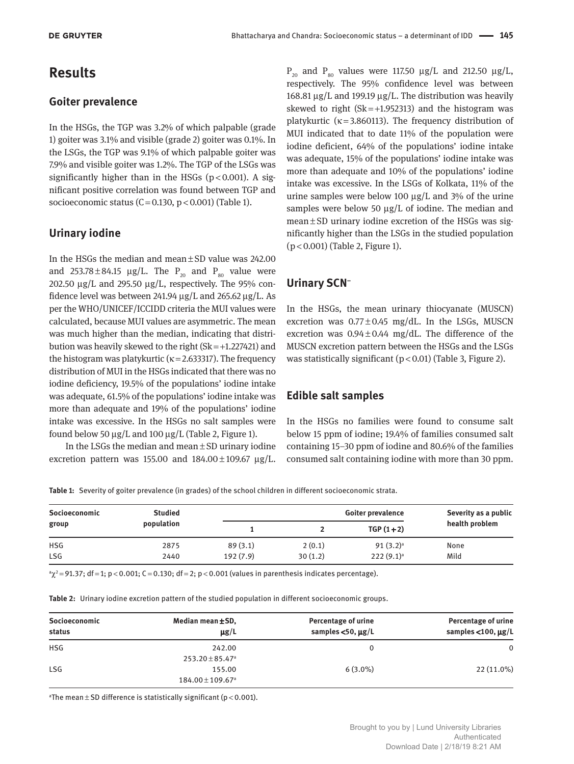## Results

### Goiter prevalence

In the HSGs, the TGP was 3.2% of which palpable (grade 1) goiter was 3.1% and visible (grade 2) goiter was 0.1%. In the LSGs, the TGP was 9.1% of which palpable goiter was 7.9% and visible goiter was 1.2%. The TGP of the LSGs was significantly higher than in the HSGs ($p < 0.001$). A significant positive correlation was found between TGP and socioeconomic status ($C = 0.130$, $p < 0.001$) (Table 1).

### Urinary iodine

In the HSGs the median and mean ± SD value was 242.00 and 253.78 ± 84.15 μg/L. The $P_{20}$ and $P_{80}$ value were 202.50 μg/L and 295.50 μg/L, respectively. The 95% confidence level was between 241.94 μg/L and 265.62 μg/L. As per the WHO/UNICEF/ICCIDD criteria the MUI values were calculated, because MUI values are asymmetric. The mean was much higher than the median, indicating that distribution was heavily skewed to the right ($Sk = +1.227421$) and the histogram was platykurtic ($\kappa = 2.633317$). The frequency distribution of MUI in the HSGs indicated that there was no iodine deficiency, 19.5% of the populations' iodine intake was adequate, 61.5% of the populations' iodine intake was more than adequate and 19% of the populations' iodine intake was excessive. In the HSGs no salt samples were found below 50 μg/L and 100 μg/L (Table 2, Figure 1).

In the LSGs the median and mean ± SD urinary iodine excretion pattern was 155.00 and 184.00 ± 109.67 μg/L. $P_{20}$ and $P_{80}$ values were 117.50 μg/L and 212.50 μg/L, respectively. The 95% confidence level was between 168.81 μg/L and 199.19 μg/L. The distribution was heavily skewed to right ($Sk = +1.952313$) and the histogram was platykurtic ($\kappa = 3.860113$). The frequency distribution of MUI indicated that to date 11% of the population were iodine deficient, 64% of the populations' iodine intake was adequate, 15% of the populations' iodine intake was more than adequate and 10% of the populations' iodine intake was excessive. In the LSGs of Kolkata, 11% of the urine samples were below 100 μg/L and 3% of the urine samples were below 50 μg/L of iodine. The median and mean ± SD urinary iodine excretion of the HSGs was significantly higher than the LSGs in the studied population ($p < 0.001$) (Table 2, Figure 1).

### Urinary $SCN^-$

In the HSGs, the mean urinary thiocyanate (MUSCN) excretion was 0.77 ± 0.45 mg/dL. In the LSGs, MUSCN excretion was 0.94 ± 0.44 mg/dL. The difference of the MUSCN excretion pattern between the HSGs and the LSGs was statistically significant ($p < 0.01$) (Table 3, Figure 2).

### Edible salt samples

In the HSGs no families were found to consume salt below 15 ppm of iodine; 19.4% of families consumed salt containing 15–30 ppm of iodine and 80.6% of the families consumed salt containing iodine with more than 30 ppm.

**Table 1:** Severity of goiter prevalence (in grades) of the school children in different socioeconomic strata.

| Socioeconomic group | Studied population | Goiter prevalence | | | Severity as a public health problem |
|---|---|---|---|---|---|
| | | 1 | 2 | TGP (1 + 2) | |
| HSG | 2875 | 89 (3.1) | 2 (0.1) | 91 (3.2)[a] | None |
| LSG | 2440 | 192 (7.9) | 30 (1.2) | 222 (9.1)[a] | Mild |

[a]$\chi^2 = 91.37$; df = 1; $p < 0.001$; $C = 0.130$; df = 2; $p < 0.001$ (values in parenthesis indicates percentage).

**Table 2:** Urinary iodine excretion pattern of the studied population in different socioeconomic groups.

| Socioeconomic status | Median mean ± SD, μg/L | Percentage of urine samples <50, μg/L | Percentage of urine samples <100, μg/L |
|---|---|---|---|
| HSG | 242.00<br>253.20 ± 85.47[a] | 0 | 0 |
| LSG | 155.00<br>184.00 ± 109.67[a] | 6 (3.0%) | 22 (11.0%) |

[a]The mean ± SD difference is statistically significant ($p < 0.001$).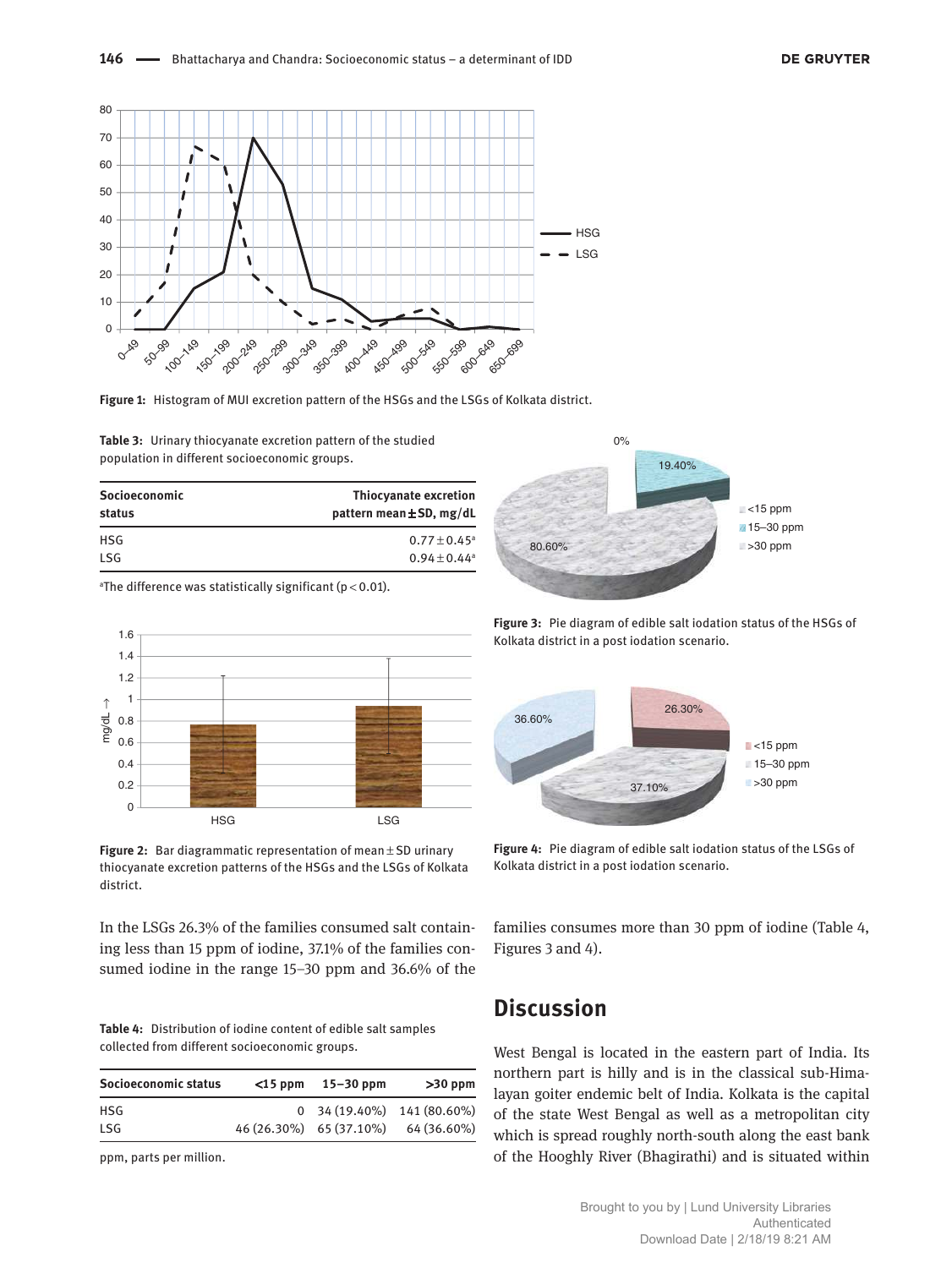Figure 1: Histogram of MUI excretion pattern of the HSGs and the LSGs of Kolkata district.

Table 3: Urinary thiocyanate excretion pattern of the studied population in different socioeconomic groups.

| Socioeconomic status | Thiocyanate excretion pattern mean ± SD, mg/dL |
|---|---|
| HSG | 0.77 ± 0.45[a] |
| LSG | 0.94 ± 0.44[a] |

[a]The difference was statistically significant ($p < 0.01$).

Figure 2: Bar diagrammatic representation of mean ± SD urinary thiocyanate excretion patterns of the HSGs and the LSGs of Kolkata district.

Figure 3: Pie diagram of edible salt iodation status of the HSGs of Kolkata district in a post iodation scenario.

Figure 4: Pie diagram of edible salt iodation status of the LSGs of Kolkata district in a post iodation scenario.

In the LSGs 26.3% of the families consumed salt containing less than 15 ppm of iodine, 37.1% of the families consumed iodine in the range 15–30 ppm and 36.6% of the families consumes more than 30 ppm of iodine (Table 4, Figures 3 and 4).

Table 4: Distribution of iodine content of edible salt samples collected from different socioeconomic groups.

| Socioeconomic status | <15 ppm | 15–30 ppm | >30 ppm |
|---|---|---|---|
| HSG | 0 | 34 (19.40%) | 141 (80.60%) |
| LSG | 46 (26.30%) | 65 (37.10%) | 64 (36.60%) |

ppm, parts per million.

## Discussion

West Bengal is located in the eastern part of India. Its northern part is hilly and is in the classical sub-Himalayan goiter endemic belt of India. Kolkata is the capital of the state West Bengal as well as a metropolitan city which is spread roughly north-south along the east bank of the Hooghly River (Bhagirathi) and is situated within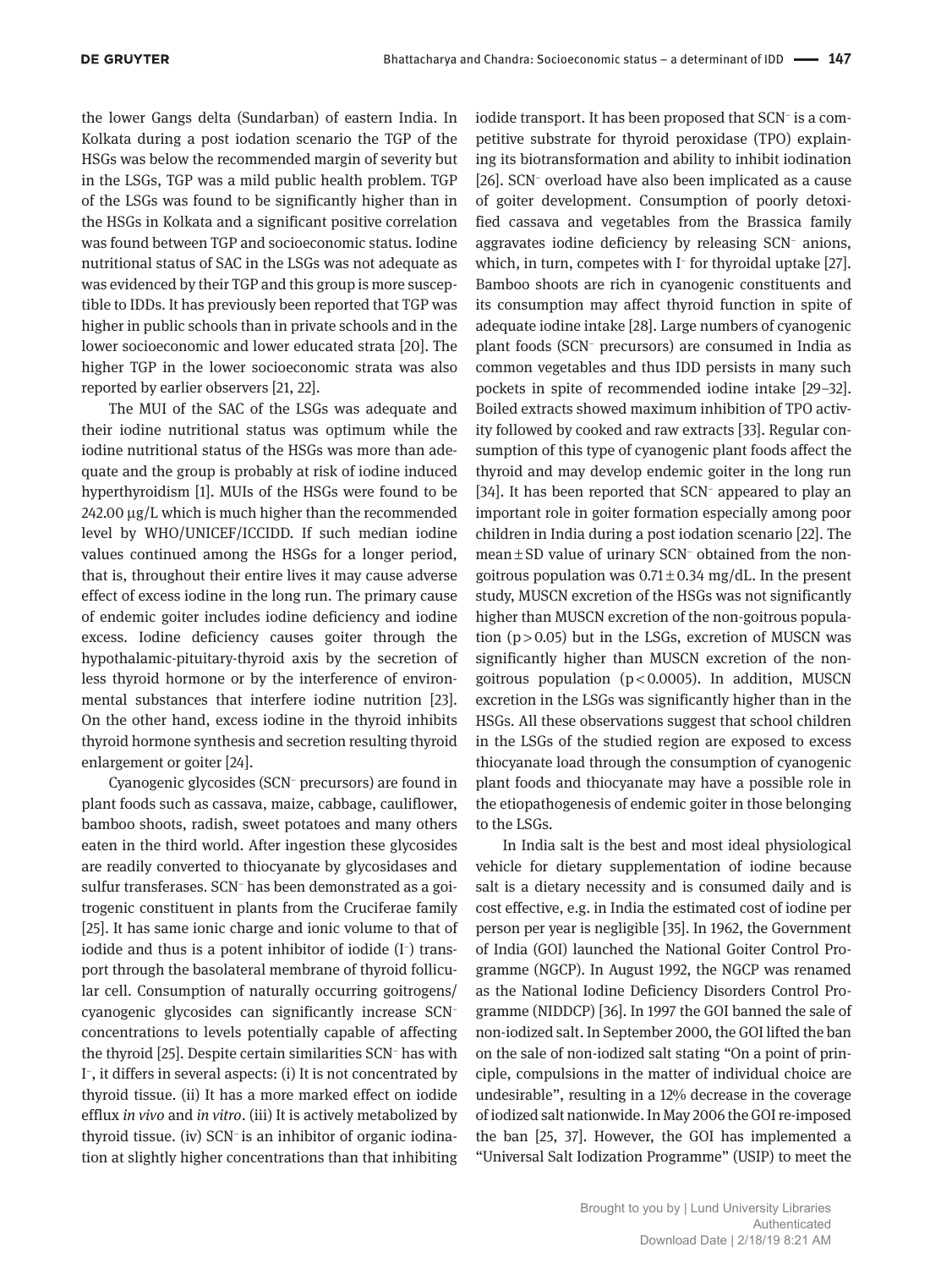the lower Gangs delta (Sundarban) of eastern India. In Kolkata during a post iodation scenario the TGP of the HSGs was below the recommended margin of severity but in the LSGs, TGP was a mild public health problem. TGP of the LSGs was found to be significantly higher than in the HSGs in Kolkata and a significant positive correlation was found between TGP and socioeconomic status. Iodine nutritional status of SAC in the LSGs was not adequate as was evidenced by their TGP and this group is more susceptible to IDDs. It has previously been reported that TGP was higher in public schools than in private schools and in the lower socioeconomic and lower educated strata [20]. The higher TGP in the lower socioeconomic strata was also reported by earlier observers [21, 22].

The MUI of the SAC of the LSGs was adequate and their iodine nutritional status was optimum while the iodine nutritional status of the HSGs was more than adequate and the group is probably at risk of iodine induced hyperthyroidism [1]. MUIs of the HSGs were found to be 242.00 μg/L which is much higher than the recommended level by WHO/UNICEF/ICCIDD. If such median iodine values continued among the HSGs for a longer period, that is, throughout their entire lives it may cause adverse effect of excess iodine in the long run. The primary cause of endemic goiter includes iodine deficiency and iodine excess. Iodine deficiency causes goiter through the hypothalamic-pituitary-thyroid axis by the secretion of less thyroid hormone or by the interference of environmental substances that interfere iodine nutrition [23]. On the other hand, excess iodine in the thyroid inhibits thyroid hormone synthesis and secretion resulting thyroid enlargement or goiter [24].

Cyanogenic glycosides ($SCN^-$ precursors) are found in plant foods such as cassava, maize, cabbage, cauliflower, bamboo shoots, radish, sweet potatoes and many others eaten in the third world. After ingestion these glycosides are readily converted to thiocyanate by glycosidases and sulfur transferases. $SCN^-$ has been demonstrated as a goitrogenic constituent in plants from the Cruciferae family [25]. It has same ionic charge and ionic volume to that of iodide and thus is a potent inhibitor of iodide ($I^-$) transport through the basolateral membrane of thyroid follicular cell. Consumption of naturally occurring goitrogens/cyanogenic glycosides can significantly increase $SCN^-$ concentrations to levels potentially capable of affecting the thyroid [25]. Despite certain similarities $SCN^-$ has with $I^-$, it differs in several aspects: (i) It is not concentrated by thyroid tissue. (ii) It has a more marked effect on iodide efflux *in vivo* and *in vitro*. (iii) It is actively metabolized by thyroid tissue. (iv) $SCN^-$ is an inhibitor of organic iodination at slightly higher concentrations than that inhibiting iodide transport. It has been proposed that $SCN^-$ is a competitive substrate for thyroid peroxidase (TPO) explaining its biotransformation and ability to inhibit iodination [26]. $SCN^-$ overload have also been implicated as a cause of goiter development. Consumption of poorly detoxified cassava and vegetables from the Brassica family aggravates iodine deficiency by releasing $SCN^-$ anions, which, in turn, competes with $I^-$ for thyroidal uptake [27]. Bamboo shoots are rich in cyanogenic constituents and its consumption may affect thyroid function in spite of adequate iodine intake [28]. Large numbers of cyanogenic plant foods ($SCN^-$ precursors) are consumed in India as common vegetables and thus IDD persists in many such pockets in spite of recommended iodine intake [29–32]. Boiled extracts showed maximum inhibition of TPO activity followed by cooked and raw extracts [33]. Regular consumption of this type of cyanogenic plant foods affect the thyroid and may develop endemic goiter in the long run [34]. It has been reported that $SCN^-$ appeared to play an important role in goiter formation especially among poor children in India during a post iodation scenario [22]. The mean ± SD value of urinary $SCN^-$ obtained from the non-goitrous population was $0.71 \pm 0.34$ mg/dL. In the present study, MUSCN excretion of the HSGs was not significantly higher than MUSCN excretion of the non-goitrous population ($p > 0.05$) but in the LSGs, excretion of MUSCN was significantly higher than MUSCN excretion of the non-goitrous population ($p < 0.0005$). In addition, MUSCN excretion in the LSGs was significantly higher than in the HSGs. All these observations suggest that school children in the LSGs of the studied region are exposed to excess thiocyanate load through the consumption of cyanogenic plant foods and thiocyanate may have a possible role in the etiopathogenesis of endemic goiter in those belonging to the LSGs.

In India salt is the best and most ideal physiological vehicle for dietary supplementation of iodine because salt is a dietary necessity and is consumed daily and is cost effective, e.g. in India the estimated cost of iodine per person per year is negligible [35]. In 1962, the Government of India (GOI) launched the National Goiter Control Programme (NGCP). In August 1992, the NGCP was renamed as the National Iodine Deficiency Disorders Control Programme (NIDDCP) [36]. In 1997 the GOI banned the sale of non-iodized salt. In September 2000, the GOI lifted the ban on the sale of non-iodized salt stating "On a point of principle, compulsions in the matter of individual choice are undesirable", resulting in a 12% decrease in the coverage of iodized salt nationwide. In May 2006 the GOI re-imposed the ban [25, 37]. However, the GOI has implemented a "Universal Salt Iodization Programme" (USIP) to meet the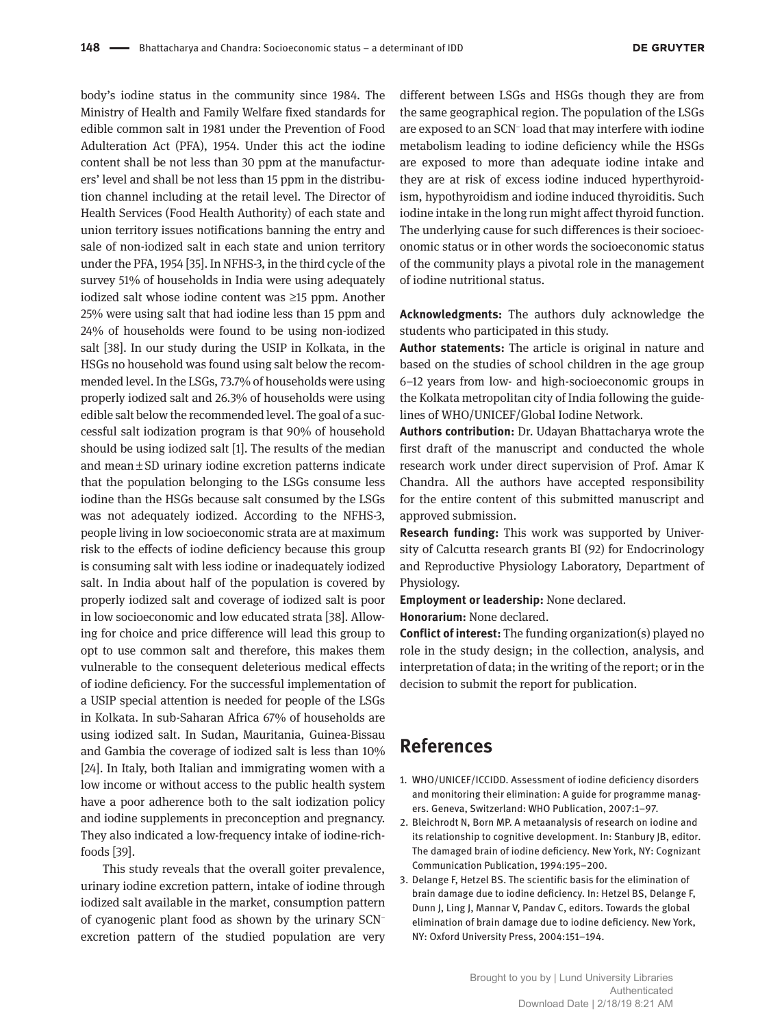body's iodine status in the community since 1984. The Ministry of Health and Family Welfare fixed standards for edible common salt in 1981 under the Prevention of Food Adulteration Act (PFA), 1954. Under this act the iodine content shall be not less than 30 ppm at the manufacturers' level and shall be not less than 15 ppm in the distribution channel including at the retail level. The Director of Health Services (Food Health Authority) of each state and union territory issues notifications banning the entry and sale of non-iodized salt in each state and union territory under the PFA, 1954 [35]. In NFHS-3, in the third cycle of the survey 51% of households in India were using adequately iodized salt whose iodine content was ≥15 ppm. Another 25% were using salt that had iodine less than 15 ppm and 24% of households were found to be using non-iodized salt [38]. In our study during the USIP in Kolkata, in the HSGs no household was found using salt below the recommended level. In the LSGs, 73.7% of households were using properly iodized salt and 26.3% of households were using edible salt below the recommended level. The goal of a successful salt iodization program is that 90% of household should be using iodized salt [1]. The results of the median and mean ± SD urinary iodine excretion patterns indicate that the population belonging to the LSGs consume less iodine than the HSGs because salt consumed by the LSGs was not adequately iodized. According to the NFHS-3, people living in low socioeconomic strata are at maximum risk to the effects of iodine deficiency because this group is consuming salt with less iodine or inadequately iodized salt. In India about half of the population is covered by properly iodized salt and coverage of iodized salt is poor in low socioeconomic and low educated strata [38]. Allowing for choice and price difference will lead this group to opt to use common salt and therefore, this makes them vulnerable to the consequent deleterious medical effects of iodine deficiency. For the successful implementation of a USIP special attention is needed for people of the LSGs in Kolkata. In sub-Saharan Africa 67% of households are using iodized salt. In Sudan, Mauritania, Guinea-Bissau and Gambia the coverage of iodized salt is less than 10% [24]. In Italy, both Italian and immigrating women with a low income or without access to the public health system have a poor adherence both to the salt iodization policy and iodine supplements in preconception and pregnancy. They also indicated a low-frequency intake of iodine-rich-foods [39].

This study reveals that the overall goiter prevalence, urinary iodine excretion pattern, intake of iodine through iodized salt available in the market, consumption pattern of cyanogenic plant food as shown by the urinary $SCN^-$ excretion pattern of the studied population are very different between LSGs and HSGs though they are from the same geographical region. The population of the LSGs are exposed to an $SCN^-$ load that may interfere with iodine metabolism leading to iodine deficiency while the HSGs are exposed to more than adequate iodine intake and they are at risk of excess iodine induced hyperthyroidism, hypothyroidism and iodine induced thyroiditis. Such iodine intake in the long run might affect thyroid function. The underlying cause for such differences is their socioeconomic status or in other words the socioeconomic status of the community plays a pivotal role in the management of iodine nutritional status.

**Acknowledgments:** The authors duly acknowledge the students who participated in this study.

**Author statements:** The article is original in nature and based on the studies of school children in the age group 6–12 years from low- and high-socioeconomic groups in the Kolkata metropolitan city of India following the guidelines of WHO/UNICEF/Global Iodine Network.

**Authors contribution:** Dr. Udayan Bhattacharya wrote the first draft of the manuscript and conducted the whole research work under direct supervision of Prof. Amar K Chandra. All the authors have accepted responsibility for the entire content of this submitted manuscript and approved submission.

**Research funding:** This work was supported by University of Calcutta research grants BI (92) for Endocrinology and Reproductive Physiology Laboratory, Department of Physiology.

**Employment or leadership:** None declared.

**Honorarium:** None declared.

**Conflict of interest:** The funding organization(s) played no role in the study design; in the collection, analysis, and interpretation of data; in the writing of the report; or in the decision to submit the report for publication.

## References

1. WHO/UNICEF/ICCIDD. Assessment of iodine deficiency disorders and monitoring their elimination: A guide for programme managers. Geneva, Switzerland: WHO Publication, 2007:1–97.
2. Bleichrodt N, Born MP. A metaanalysis of research on iodine and its relationship to cognitive development. In: Stanbury JB, editor. The damaged brain of iodine deficiency. New York, NY: Cognizant Communication Publication, 1994:195–200.
3. Delange F, Hetzel BS. The scientific basis for the elimination of brain damage due to iodine deficiency. In: Hetzel BS, Delange F, Dunn J, Ling J, Mannar V, Pandav C, editors. Towards the global elimination of brain damage due to iodine deficiency. New York, NY: Oxford University Press, 2004:151–194.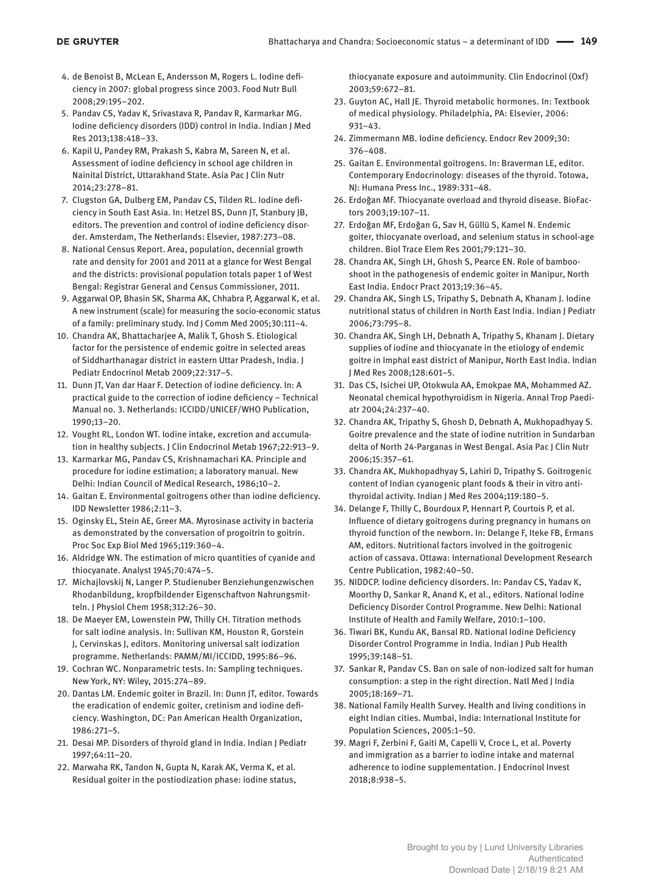4. de Benoist B, McLean E, Andersson M, Rogers L. Iodine deficiency in 2007: global progress since 2003. Food Nutr Bull 2008;29:195–202.
5. Pandav CS, Yadav K, Srivastava R, Pandav R, Karmarkar MG. Iodine deficiency disorders (IDD) control in India. Indian J Med Res 2013;138:418–33.
6. Kapil U, Pandey RM, Prakash S, Kabra M, Sareen N, et al. Assessment of iodine deficiency in school age children in Nainital District, Uttarakhand State. Asia Pac J Clin Nutr 2014;23:278–81.
7. Clugston GA, Dulberg EM, Pandav CS, Tilden RL. Iodine deficiency in South East Asia. In: Hetzel BS, Dunn JT, Stanbury JB, editors. The prevention and control of iodine deficiency disorder. Amsterdam, The Netherlands: Elsevier, 1987:273–08.
8. National Census Report. Area, population, decennial growth rate and density for 2001 and 2011 at a glance for West Bengal and the districts: provisional population totals paper 1 of West Bengal: Registrar General and Census Commissioner, 2011.
9. Aggarwal OP, Bhasin SK, Sharma AK, Chhabra P, Aggarwal K, et al. A new instrument (scale) for measuring the socio-economic status of a family: preliminary study. Ind J Comm Med 2005;30:111–4.
10. Chandra AK, Bhattacharjee A, Malik T, Ghosh S. Etiological factor for the persistence of endemic goitre in selected areas of Siddharthanagar district in eastern Uttar Pradesh, India. J Pediatr Endocrinol Metab 2009;22:317–5.
11. Dunn JT, Van dar Haar F. Detection of iodine deficiency. In: A practical guide to the correction of iodine deficiency – Technical Manual no. 3. Netherlands: ICCIDD/UNICEF/WHO Publication, 1990;13–20.
12. Vought RL, London WT. Iodine intake, excretion and accumulation in healthy subjects. J Clin Endocrinol Metab 1967;22:913–9.
13. Karmarkar MG, Pandav CS, Krishnamachari KA. Principle and procedure for iodine estimation; a laboratory manual. New Delhi: Indian Council of Medical Research, 1986;10–2.
14. Gaitan E. Environmental goitrogens other than iodine deficiency. IDD Newsletter 1986;2:11–3.
15. Oginsky EL, Stein AE, Greer MA. Myrosinase activity in bacteria as demonstrated by the conversation of progoitrin to goitrin. Proc Soc Exp Biol Med 1965;119:360–4.
16. Aldridge WN. The estimation of micro quantities of cyanide and thiocyanate. Analyst 1945;70:474–5.
17. Michajlovskij N, Langer P. Studienuber Benziehungenzwischen Rhodanbildung, kropfbildender Eigenschaftvon Nahrungsmitteln. J Physiol Chem 1958;312:26–30.
18. De Maeyer EM, Lowenstein PW, Thilly CH. Titration methods for salt iodine analysis. In: Sullivan KM, Houston R, Gorstein J, Cervinskas J, editors. Monitoring universal salt iodization programme. Netherlands: PAMM/MI/ICCIDD, 1995:86–96.
19. Cochran WC. Nonparametric tests. In: Sampling techniques. New York, NY: Wiley, 2015:274–89.
20. Dantas LM. Endemic goiter in Brazil. In: Dunn JT, editor. Towards the eradication of endemic goiter, cretinism and iodine deficiency. Washington, DC: Pan American Health Organization, 1986:271–5.
21. Desai MP. Disorders of thyroid gland in India. Indian J Pediatr 1997;64:11–20.
22. Marwaha RK, Tandon N, Gupta N, Karak AK, Verma K, et al. Residual goiter in the postiodization phase: iodine status, thiocyanate exposure and autoimmunity. Clin Endocrinol (Oxf) 2003;59:672–81.
23. Guyton AC, Hall JE. Thyroid metabolic hormones. In: Textbook of medical physiology. Philadelphia, PA: Elsevier, 2006: 931–43.
24. Zimmermann MB. Iodine deficiency. Endocr Rev 2009;30: 376–408.
25. Gaitan E. Environmental goitrogens. In: Braverman LE, editor. Contemporary Endocrinology: diseases of the thyroid. Totowa, NJ: Humana Press Inc., 1989:331–48.
26. Erdoğan MF. Thiocyanate overload and thyroid disease. BioFactors 2003;19:107–11.
27. Erdoğan MF, Erdoğan G, Sav H, Güllü S, Kamel N. Endemic goiter, thiocyanate overload, and selenium status in school-age children. Biol Trace Elem Res 2001;79:121–30.
28. Chandra AK, Singh LH, Ghosh S, Pearce EN. Role of bamboo-shoot in the pathogenesis of endemic goiter in Manipur, North East India. Endocr Pract 2013;19:36–45.
29. Chandra AK, Singh LS, Tripathy S, Debnath A, Khanam J. Iodine nutritional status of children in North East India. Indian J Pediatr 2006;73:795–8.
30. Chandra AK, Singh LH, Debnath A, Tripathy S, Khanam J. Dietary supplies of iodine and thiocyanate in the etiology of endemic goitre in Imphal east district of Manipur, North East India. Indian J Med Res 2008;128:601–5.
31. Das CS, Isichei UP, Otokwula AA, Emokpae MA, Mohammed AZ. Neonatal chemical hypothyroidism in Nigeria. Annal Trop Paediatr 2004;24:237–40.
32. Chandra AK, Tripathy S, Ghosh D, Debnath A, Mukhopadhyay S. Goitre prevalence and the state of iodine nutrition in Sundarban delta of North 24-Parganas in West Bengal. Asia Pac J Clin Nutr 2006;15:357–61.
33. Chandra AK, Mukhopadhyay S, Lahiri D, Tripathy S. Goitrogenic content of Indian cyanogenic plant foods & their in vitro anti-thyroidal activity. Indian J Med Res 2004;119:180–5.
34. Delange F, Thilly C, Bourdoux P, Hennart P, Courtois P, et al. Influence of dietary goitrogens during pregnancy in humans on thyroid function of the newborn. In: Delange F, Iteke FB, Ermans AM, editors. Nutritional factors involved in the goitrogenic action of cassava. Ottawa: International Development Research Centre Publication, 1982:40–50.
35. NIDDCP. Iodine deficiency disorders. In: Pandav CS, Yadav K, Moorthy D, Sankar R, Anand K, et al., editors. National Iodine Deficiency Disorder Control Programme. New Delhi: National Institute of Health and Family Welfare, 2010:1–100.
36. Tiwari BK, Kundu AK, Bansal RD. National Iodine Deficiency Disorder Control Programme in India. Indian J Pub Health 1995;39:148–51.
37. Sankar R, Pandav CS. Ban on sale of non-iodized salt for human consumption: a step in the right direction. Natl Med J India 2005;18:169–71.
38. National Family Health Survey. Health and living conditions in eight Indian cities. Mumbai, India: International Institute for Population Sciences, 2005:1–50.
39. Magri F, Zerbini F, Gaiti M, Capelli V, Croce L, et al. Poverty and immigration as a barrier to iodine intake and maternal adherence to iodine supplementation. J Endocrinol Invest 2018;8:938–5.